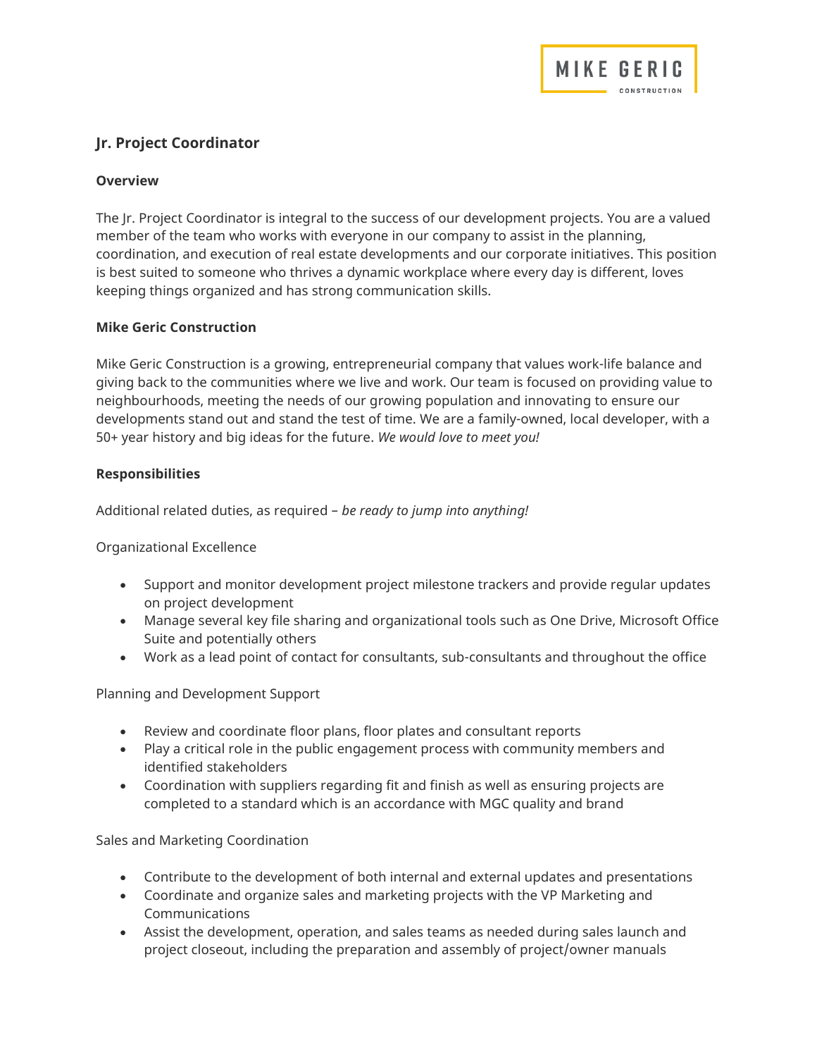MIKE GERIC

CONSTRUCTION

## Jr. Project Coordinator

### Overview

The Jr. Project Coordinator is integral to the success of our development projects. You are a valued member of the team who works with everyone in our company to assist in the planning, coordination, and execution of real estate developments and our corporate initiatives. This position is best suited to someone who thrives a dynamic workplace where every day is different, loves keeping things organized and has strong communication skills.

### Mike Geric Construction

Mike Geric Construction is a growing, entrepreneurial company that values work-life balance and giving back to the communities where we live and work. Our team is focused on providing value to neighbourhoods, meeting the needs of our growing population and innovating to ensure our developments stand out and stand the test of time. We are a family-owned, local developer, with a 50+ year history and big ideas for the future. *We would love to meet you!*

### Responsibilities

Additional related duties, as required – *be ready to jump into anything!*

Organizational Excellence

- Support and monitor development project milestone trackers and provide regular updates on project development
- Manage several key file sharing and organizational tools such as One Drive, Microsoft Office Suite and potentially others
- Work as a lead point of contact for consultants, sub-consultants and throughout the office

Planning and Development Support

- Review and coordinate floor plans, floor plates and consultant reports
- Play a critical role in the public engagement process with community members and identified stakeholders
- Coordination with suppliers regarding fit and finish as well as ensuring projects are completed to a standard which is an accordance with MGC quality and brand

Sales and Marketing Coordination

- Contribute to the development of both internal and external updates and presentations
- Coordinate and organize sales and marketing projects with the VP Marketing and Communications
- Assist the development, operation, and sales teams as needed during sales launch and project closeout, including the preparation and assembly of project/owner manuals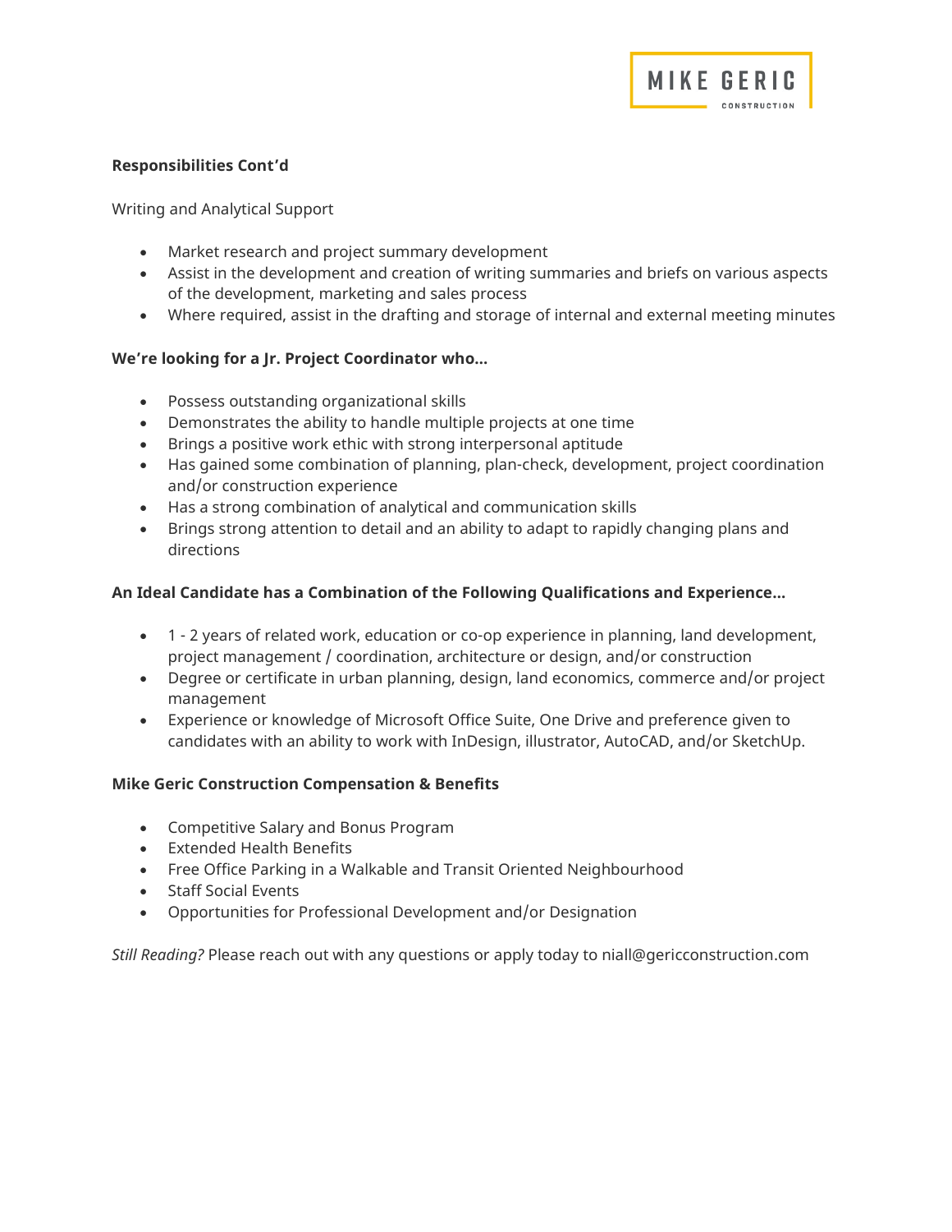**Responsibilities Cont'd**

Writing and Analytical Support

- Market research and project summary development
- Assist in the development and creation of writing summaries and briefs on various aspects of the development, marketing and sales process
- Where required, assist in the drafting and storage of internal and external meeting minutes

**We're looking for a Jr. Project Coordinator who…**

- Possess outstanding organizational skills
- Demonstrates the ability to handle multiple projects at one time
- Brings a positive work ethic with strong interpersonal aptitude
- Has gained some combination of planning, plan-check, development, project coordination and/or construction experience
- Has a strong combination of analytical and communication skills
- Brings strong attention to detail and an ability to adapt to rapidly changing plans and directions

**An Ideal Candidate has a Combination of the Following Qualifications and Experience…**

- 1 - 2 years of related work, education or co-op experience in planning, land development, project management / coordination, architecture or design, and/or construction
- Degree or certificate in urban planning, design, land economics, commerce and/or project management
- Experience or knowledge of Microsoft Office Suite, One Drive and preference given to candidates with an ability to work with InDesign, illustrator, AutoCAD, and/or SketchUp.

**Mike Geric Construction Compensation & Benefits**

- Competitive Salary and Bonus Program
- Extended Health Benefits
- Free Office Parking in a Walkable and Transit Oriented Neighbourhood
- Staff Social Events
- Opportunities for Professional Development and/or Designation

*Still Reading?* Please reach out with any questions or apply today to niall@gericconstruction.com